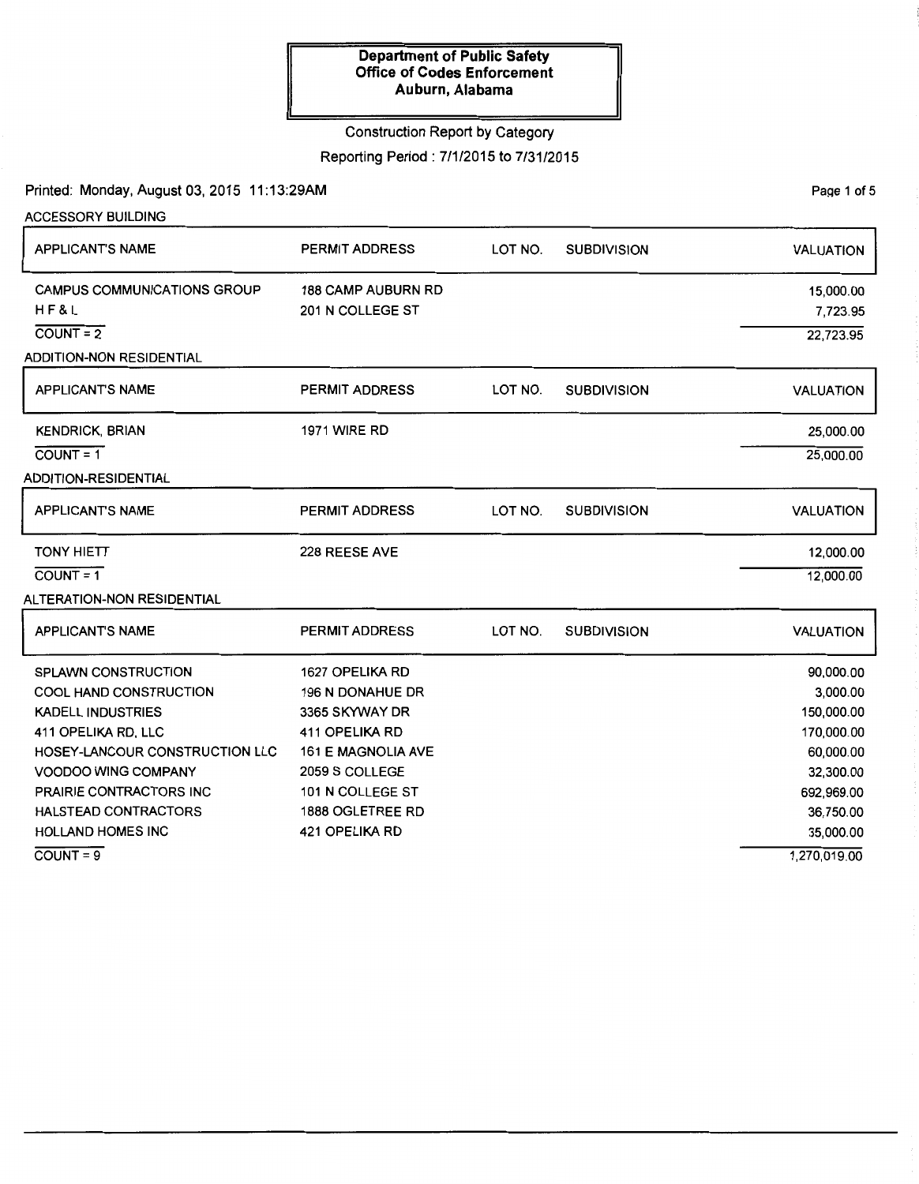**Department of Public Safety**
**Office of Codes Enforcement**
**Auburn, Alabama**

Construction Report by Category

Reporting Period : 7/1/2015 to 7/31/2015

Printed: Monday, August 03, 2015 11:13:29AM

### ACCESSORY BUILDING

| APPLICANT'S NAME | PERMIT ADDRESS | LOT NO. | SUBDIVISION | VALUATION |
|---|---|---|---|---|
| CAMPUS COMMUNICATIONS GROUP | 188 CAMP AUBURN RD | | | 15,000.00 |
| H F & L | 201 N COLLEGE ST | | | 7,723.95 |
| COUNT = 2 | | | | 22,723.95 |

### ADDITION-NON RESIDENTIAL

| APPLICANT'S NAME | PERMIT ADDRESS | LOT NO. | SUBDIVISION | VALUATION |
|---|---|---|---|---|
| KENDRICK, BRIAN | 1971 WIRE RD | | | 25,000.00 |
| COUNT = 1 | | | | 25,000.00 |

### ADDITION-RESIDENTIAL

| APPLICANT'S NAME | PERMIT ADDRESS | LOT NO. | SUBDIVISION | VALUATION |
|---|---|---|---|---|
| TONY HIETT | 228 REESE AVE | | | 12,000.00 |
| COUNT = 1 | | | | 12,000.00 |

### ALTERATION-NON RESIDENTIAL

| APPLICANT'S NAME | PERMIT ADDRESS | LOT NO. | SUBDIVISION | VALUATION |
|---|---|---|---|---|
| SPLAWN CONSTRUCTION | 1627 OPELIKA RD | | | 90,000.00 |
| COOL HAND CONSTRUCTION | 196 N DONAHUE DR | | | 3,000.00 |
| KADELL INDUSTRIES | 3365 SKYWAY DR | | | 150,000.00 |
| 411 OPELIKA RD, LLC | 411 OPELIKA RD | | | 170,000.00 |
| HOSEY-LANCOUR CONSTRUCTION LLC | 161 E MAGNOLIA AVE | | | 60,000.00 |
| VOODOO WING COMPANY | 2059 S COLLEGE | | | 32,300.00 |
| PRAIRIE CONTRACTORS INC | 101 N COLLEGE ST | | | 692,969.00 |
| HALSTEAD CONTRACTORS | 1888 OGLETREE RD | | | 36,750.00 |
| HOLLAND HOMES INC | 421 OPELIKA RD | | | 35,000.00 |
| COUNT = 9 | | | | 1,270,019.00 |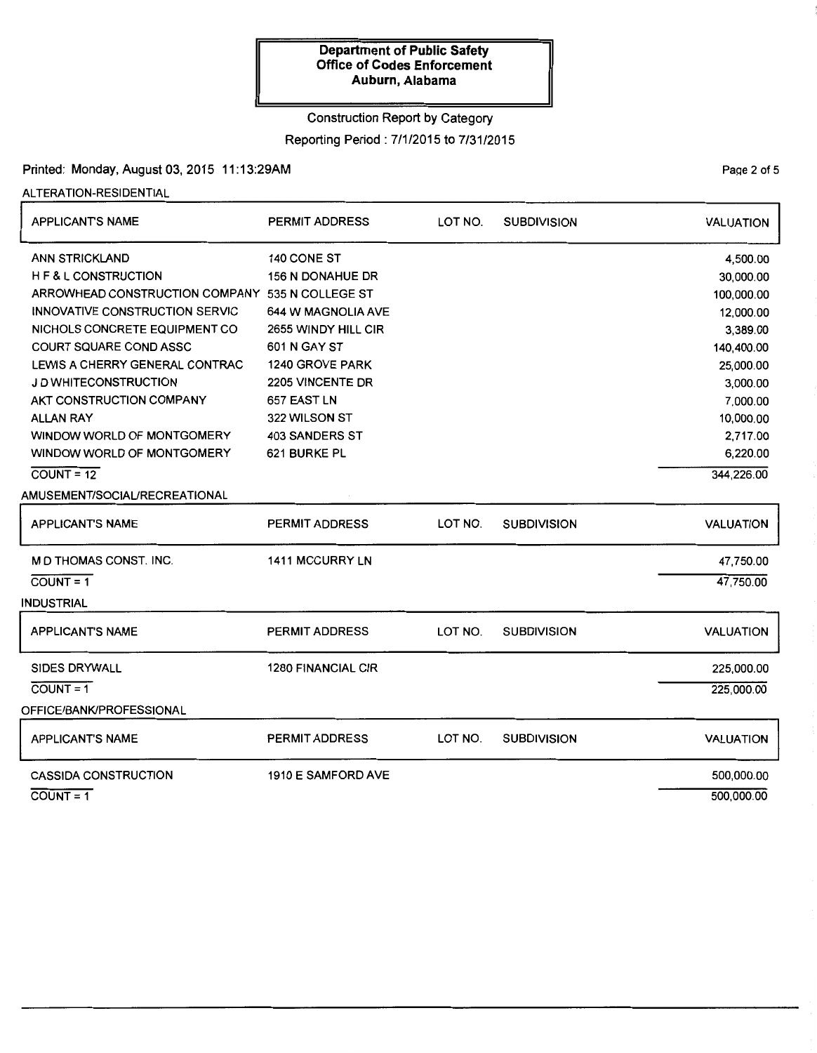**Department of Public Safety**
**Office of Codes Enforcement**
**Auburn, Alabama**

Construction Report by Category

Reporting Period : 7/1/2015 to 7/31/2015

Printed: Monday, August 03, 2015 11:13:29AM

ALTERATION-RESIDENTIAL

| APPLICANT'S NAME | PERMIT ADDRESS | LOT NO. | SUBDIVISION | VALUATION |
|---|---|---|---|---|
| ANN STRICKLAND | 140 CONE ST | | | 4,500.00 |
| H F & L CONSTRUCTION | 156 N DONAHUE DR | | | 30,000.00 |
| ARROWHEAD CONSTRUCTION COMPANY | 535 N COLLEGE ST | | | 100,000.00 |
| INNOVATIVE CONSTRUCTION SERVIC | 644 W MAGNOLIA AVE | | | 12,000.00 |
| NICHOLS CONCRETE EQUIPMENT CO | 2655 WINDY HILL CIR | | | 3,389.00 |
| COURT SQUARE COND ASSC | 601 N GAY ST | | | 140,400.00 |
| LEWIS A CHERRY GENERAL CONTRAC | 1240 GROVE PARK | | | 25,000.00 |
| J D WHITECONSTRUCTION | 2205 VINCENTE DR | | | 3,000.00 |
| AKT CONSTRUCTION COMPANY | 657 EAST LN | | | 7,000.00 |
| ALLAN RAY | 322 WILSON ST | | | 10,000.00 |
| WINDOW WORLD OF MONTGOMERY | 403 SANDERS ST | | | 2,717.00 |
| WINDOW WORLD OF MONTGOMERY | 621 BURKE PL | | | 6,220.00 |
| COUNT = 12 | | | | 344,226.00 |

AMUSEMENT/SOCIAL/RECREATIONAL

| APPLICANT'S NAME | PERMIT ADDRESS | LOT NO. | SUBDIVISION | VALUATION |
|---|---|---|---|---|
| M D THOMAS CONST. INC. | 1411 MCCURRY LN | | | 47,750.00 |
| COUNT = 1 | | | | 47,750.00 |

INDUSTRIAL

| APPLICANT'S NAME | PERMIT ADDRESS | LOT NO. | SUBDIVISION | VALUATION |
|---|---|---|---|---|
| SIDES DRYWALL | 1280 FINANCIAL CIR | | | 225,000.00 |
| COUNT = 1 | | | | 225,000.00 |

OFFICE/BANK/PROFESSIONAL

| APPLICANT'S NAME | PERMIT ADDRESS | LOT NO. | SUBDIVISION | VALUATION |
|---|---|---|---|---|
| CASSIDA CONSTRUCTION | 1910 E SAMFORD AVE | | | 500,000.00 |
| COUNT = 1 | | | | 500,000.00 |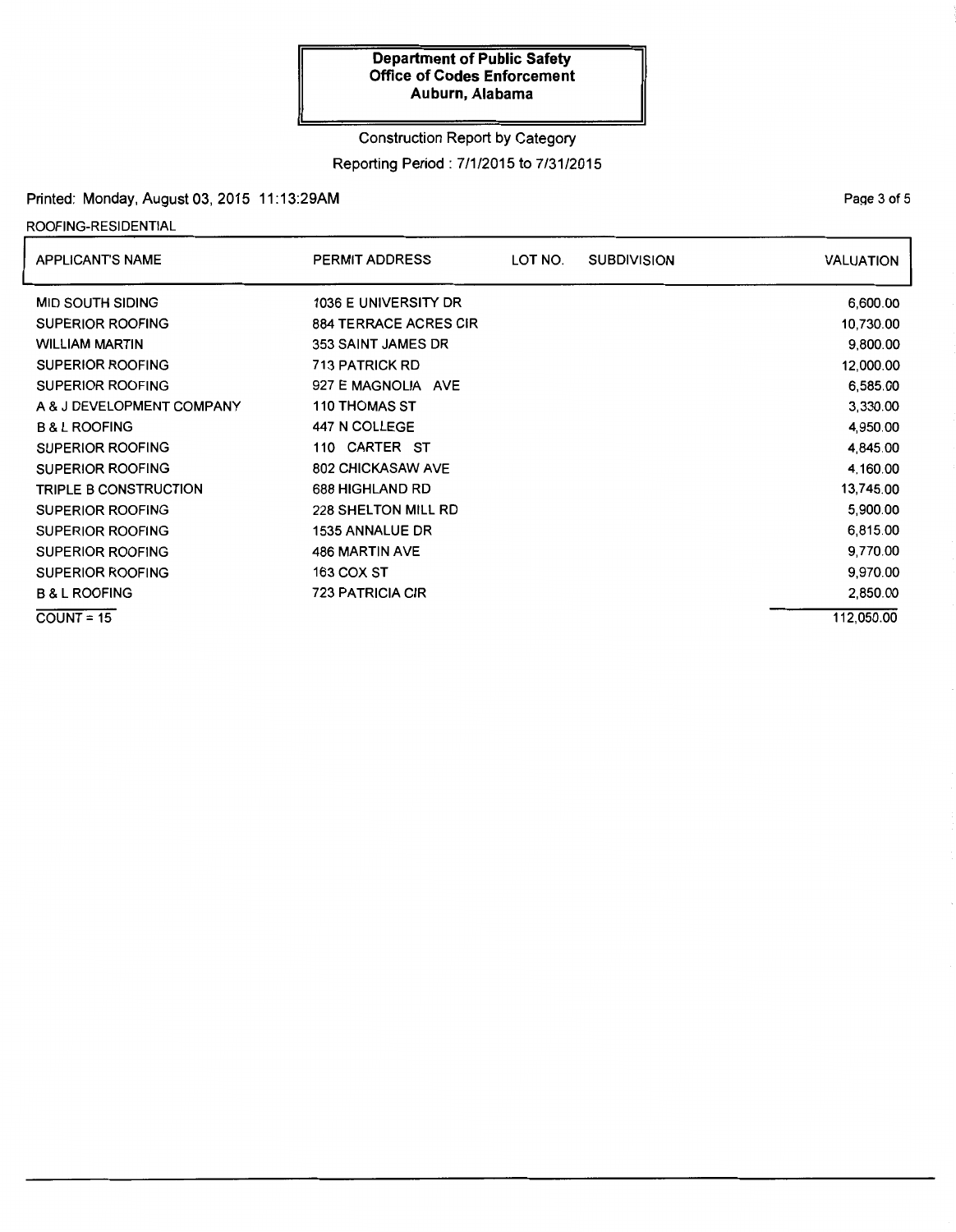**Department of Public Safety**
**Office of Codes Enforcement**
**Auburn, Alabama**

Construction Report by Category

Reporting Period : 7/1/2015 to 7/31/2015

Printed: Monday, August 03, 2015 11:13:29AM

ROOFING-RESIDENTIAL

| APPLICANT'S NAME | PERMIT ADDRESS | LOT NO. | SUBDIVISION | VALUATION |
|---|---|---|---|---|
| MID SOUTH SIDING | 1036 E UNIVERSITY DR | | | 6,600.00 |
| SUPERIOR ROOFING | 884 TERRACE ACRES CIR | | | 10,730.00 |
| WILLIAM MARTIN | 353 SAINT JAMES DR | | | 9,800.00 |
| SUPERIOR ROOFING | 713 PATRICK RD | | | 12,000.00 |
| SUPERIOR ROOFING | 927 E MAGNOLIA AVE | | | 6,585.00 |
| A & J DEVELOPMENT COMPANY | 110 THOMAS ST | | | 3,330.00 |
| B & L ROOFING | 447 N COLLEGE | | | 4,950.00 |
| SUPERIOR ROOFING | 110 CARTER ST | | | 4,845.00 |
| SUPERIOR ROOFING | 802 CHICKASAW AVE | | | 4,160.00 |
| TRIPLE B CONSTRUCTION | 688 HIGHLAND RD | | | 13,745.00 |
| SUPERIOR ROOFING | 228 SHELTON MILL RD | | | 5,900.00 |
| SUPERIOR ROOFING | 1535 ANNALUE DR | | | 6,815.00 |
| SUPERIOR ROOFING | 486 MARTIN AVE | | | 9,770.00 |
| SUPERIOR ROOFING | 163 COX ST | | | 9,970.00 |
| B & L ROOFING | 723 PATRICIA CIR | | | 2,850.00 |
| COUNT = 15 | | | | 112,050.00 |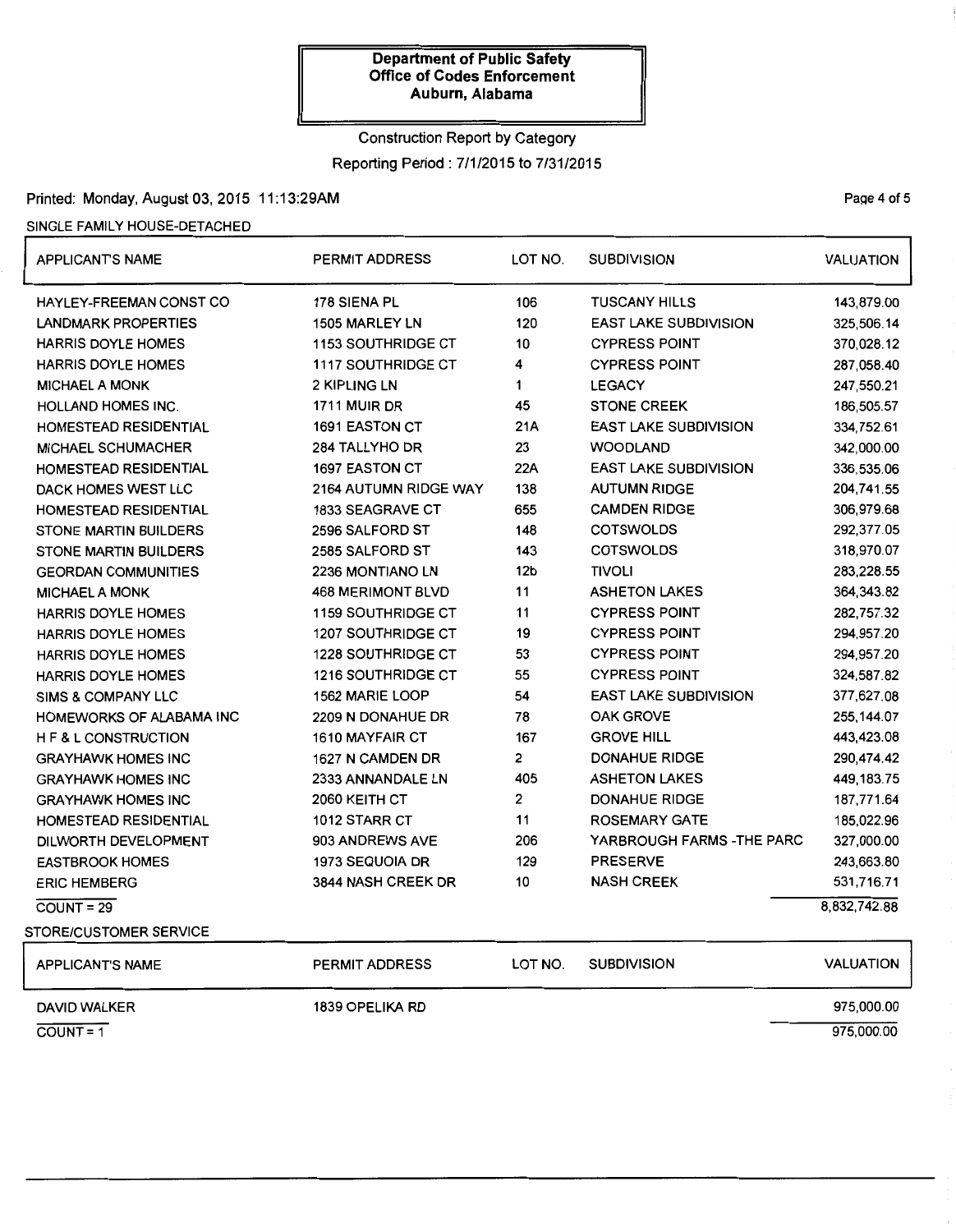**Department of Public Safety**
**Office of Codes Enforcement**
**Auburn, Alabama**

Construction Report by Category

Reporting Period : 7/1/2015 to 7/31/2015

Printed: Monday, August 03, 2015 11:13:29AM

SINGLE FAMILY HOUSE-DETACHED

| APPLICANT'S NAME | PERMIT ADDRESS | LOT NO. | SUBDIVISION | VALUATION |
|---|---|---|---|---|
| HAYLEY-FREEMAN CONST CO | 178 SIENA PL | 106 | TUSCANY HILLS | 143,879.00 |
| LANDMARK PROPERTIES | 1505 MARLEY LN | 120 | EAST LAKE SUBDIVISION | 325,506.14 |
| HARRIS DOYLE HOMES | 1153 SOUTHRIDGE CT | 10 | CYPRESS POINT | 370,028.12 |
| HARRIS DOYLE HOMES | 1117 SOUTHRIDGE CT | 4 | CYPRESS POINT | 287,058.40 |
| MICHAEL A MONK | 2 KIPLING LN | 1 | LEGACY | 247,550.21 |
| HOLLAND HOMES INC. | 1711 MUIR DR | 45 | STONE CREEK | 186,505.57 |
| HOMESTEAD RESIDENTIAL | 1691 EASTON CT | 21A | EAST LAKE SUBDIVISION | 334,752.61 |
| MICHAEL SCHUMACHER | 284 TALLYHO DR | 23 | WOODLAND | 342,000.00 |
| HOMESTEAD RESIDENTIAL | 1697 EASTON CT | 22A | EAST LAKE SUBDIVISION | 336,535.06 |
| DACK HOMES WEST LLC | 2164 AUTUMN RIDGE WAY | 138 | AUTUMN RIDGE | 204,741.55 |
| HOMESTEAD RESIDENTIAL | 1833 SEAGRAVE CT | 655 | CAMDEN RIDGE | 306,979.68 |
| STONE MARTIN BUILDERS | 2596 SALFORD ST | 148 | COTSWOLDS | 292,377.05 |
| STONE MARTIN BUILDERS | 2585 SALFORD ST | 143 | COTSWOLDS | 318,970.07 |
| GEORDAN COMMUNITIES | 2236 MONTIANO LN | 12b | TIVOLI | 283,228.55 |
| MICHAEL A MONK | 468 MERIMONT BLVD | 11 | ASHETON LAKES | 364,343.82 |
| HARRIS DOYLE HOMES | 1159 SOUTHRIDGE CT | 11 | CYPRESS POINT | 282,757.32 |
| HARRIS DOYLE HOMES | 1207 SOUTHRIDGE CT | 19 | CYPRESS POINT | 294,957.20 |
| HARRIS DOYLE HOMES | 1228 SOUTHRIDGE CT | 53 | CYPRESS POINT | 294,957.20 |
| HARRIS DOYLE HOMES | 1216 SOUTHRIDGE CT | 55 | CYPRESS POINT | 324,587.82 |
| SIMS & COMPANY LLC | 1562 MARIE LOOP | 54 | EAST LAKE SUBDIVISION | 377,627.08 |
| HOMEWORKS OF ALABAMA INC | 2209 N DONAHUE DR | 78 | OAK GROVE | 255,144.07 |
| H F & L CONSTRUCTION | 1610 MAYFAIR CT | 167 | GROVE HILL | 443,423.08 |
| GRAYHAWK HOMES INC | 1627 N CAMDEN DR | 2 | DONAHUE RIDGE | 290,474.42 |
| GRAYHAWK HOMES INC | 2333 ANNANDALE LN | 405 | ASHETON LAKES | 449,183.75 |
| GRAYHAWK HOMES INC | 2060 KEITH CT | 2 | DONAHUE RIDGE | 187,771.64 |
| HOMESTEAD RESIDENTIAL | 1012 STARR CT | 11 | ROSEMARY GATE | 185,022.96 |
| DILWORTH DEVELOPMENT | 903 ANDREWS AVE | 206 | YARBROUGH FARMS -THE PARC | 327,000.00 |
| EASTBROOK HOMES | 1973 SEQUOIA DR | 129 | PRESERVE | 243,663.80 |
| ERIC HEMBERG | 3844 NASH CREEK DR | 10 | NASH CREEK | 531,716.71 |
| COUNT = 29 | | | | 8,832,742.88 |

STORE/CUSTOMER SERVICE

| APPLICANT'S NAME | PERMIT ADDRESS | LOT NO. | SUBDIVISION | VALUATION |
|---|---|---|---|---|
| DAVID WALKER | 1839 OPELIKA RD | | | 975,000.00 |
| COUNT = 1 | | | | 975,000.00 |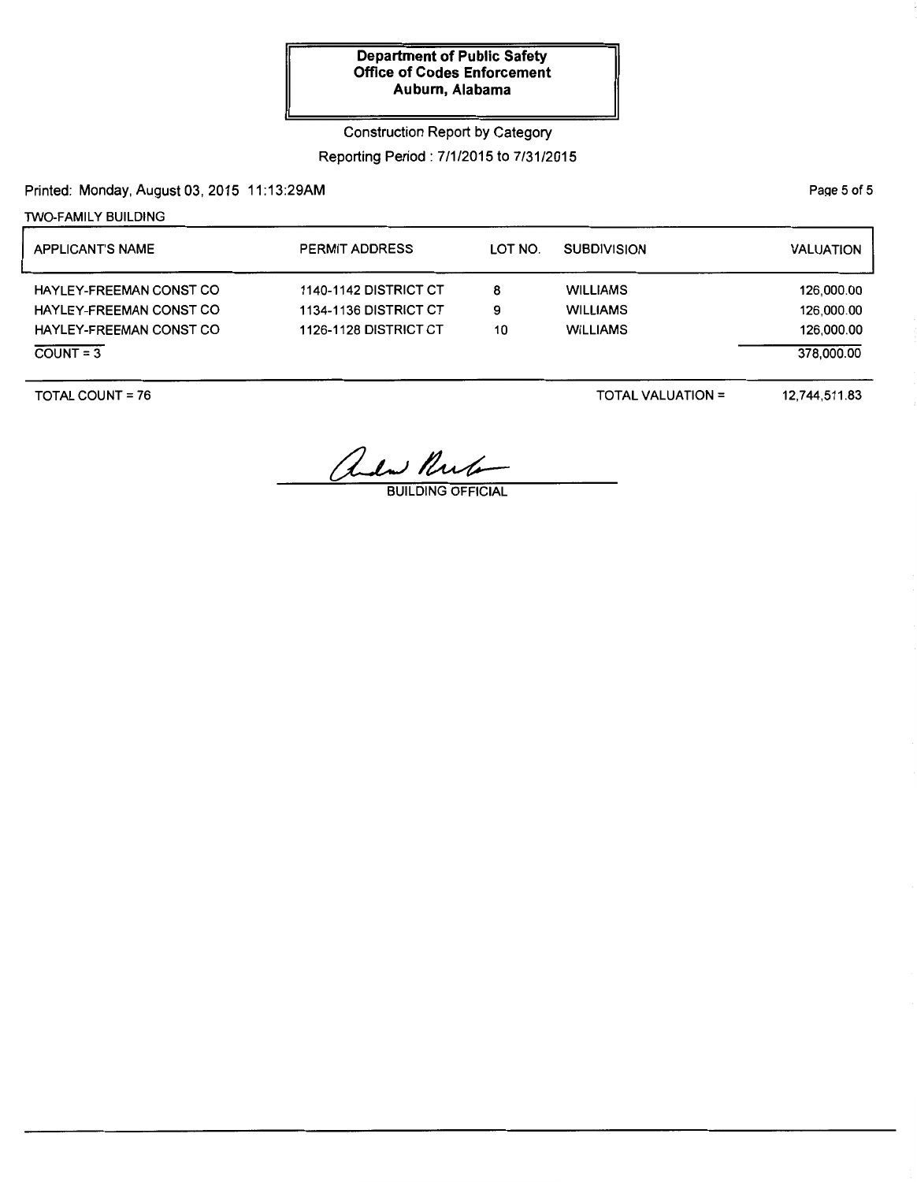**Department of Public Safety**
**Office of Codes Enforcement**
**Auburn, Alabama**

Construction Report by Category

Reporting Period : 7/1/2015 to 7/31/2015

Printed: Monday, August 03, 2015 11:13:29AM

TWO-FAMILY BUILDING

| APPLICANT'S NAME | PERMIT ADDRESS | LOT NO. | SUBDIVISION | VALUATION |
|---|---|---|---|---|
| HAYLEY-FREEMAN CONST CO | 1140-1142 DISTRICT CT | 8 | WILLIAMS | 126,000.00 |
| HAYLEY-FREEMAN CONST CO | 1134-1136 DISTRICT CT | 9 | WILLIAMS | 126,000.00 |
| HAYLEY-FREEMAN CONST CO | 1126-1128 DISTRICT CT | 10 | WILLIAMS | 126,000.00 |
| COUNT = 3 | | | | 378,000.00 |

TOTAL COUNT = 76

TOTAL VALUATION = 12,744,511.83

BUILDING OFFICIAL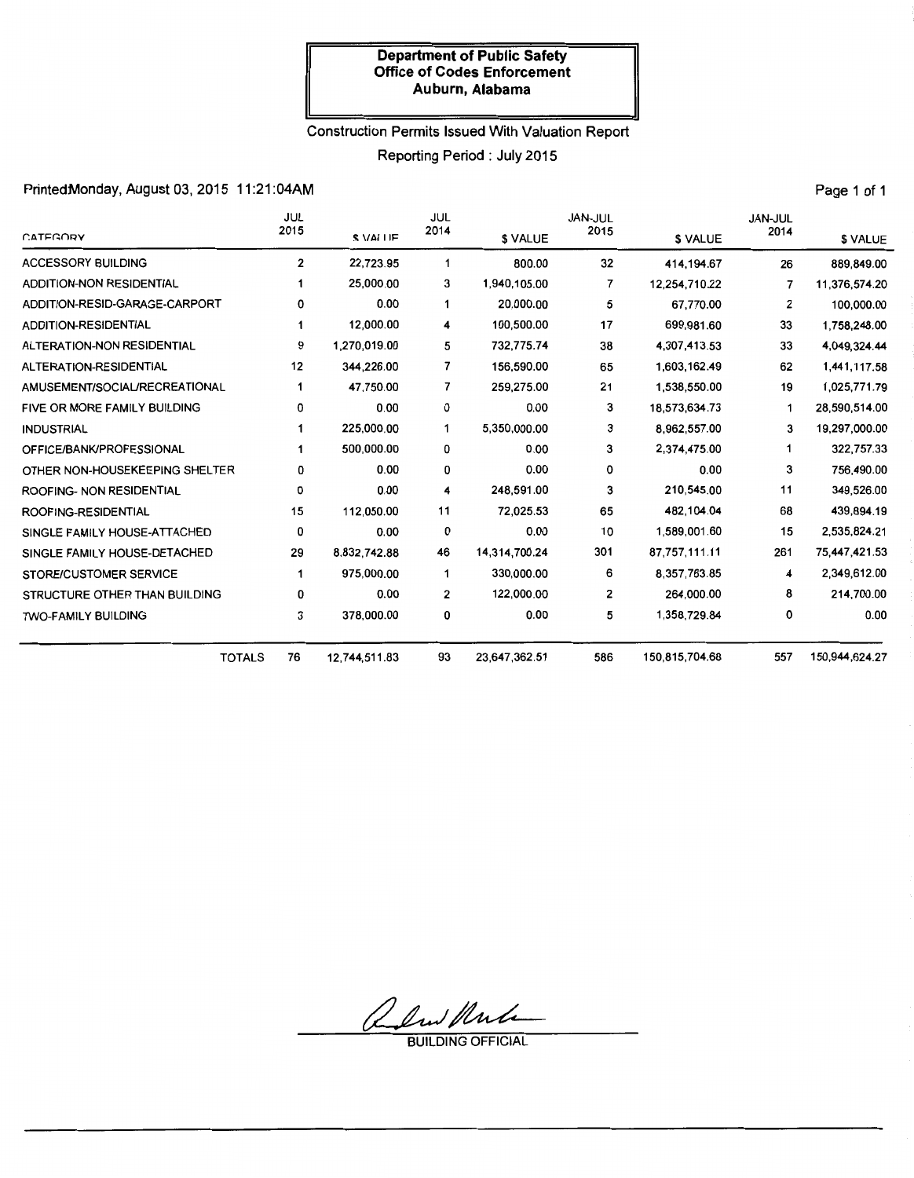**Department of Public Safety**
**Office of Codes Enforcement**
**Auburn, Alabama**

Construction Permits Issued With Valuation Report

Reporting Period : July 2015

Printed Monday, August 03, 2015 11:21:04AM

| CATEGORY | JUL 2015 | $ VALUE | JUL 2014 | $ VALUE | JAN-JUL 2015 | $ VALUE | JAN-JUL 2014 | $ VALUE |
|---|---|---|---|---|---|---|---|---|
| ACCESSORY BUILDING | 2 | 22,723.95 | 1 | 800.00 | 32 | 414,194.67 | 26 | 889,849.00 |
| ADDITION-NON RESIDENTIAL | 1 | 25,000.00 | 3 | 1,940,105.00 | 7 | 12,254,710.22 | 7 | 11,376,574.20 |
| ADDITION-RESID-GARAGE-CARPORT | 0 | 0.00 | 1 | 20,000.00 | 5 | 67,770.00 | 2 | 100,000.00 |
| ADDITION-RESIDENTIAL | 1 | 12,000.00 | 4 | 190,500.00 | 17 | 699,981.60 | 33 | 1,758,248.00 |
| ALTERATION-NON RESIDENTIAL | 9 | 1,270,019.00 | 5 | 732,775.74 | 38 | 4,307,413.53 | 33 | 4,049,324.44 |
| ALTERATION-RESIDENTIAL | 12 | 344,226.00 | 7 | 156,590.00 | 65 | 1,603,162.49 | 62 | 1,441,117.58 |
| AMUSEMENT/SOCIAL/RECREATIONAL | 1 | 47,750.00 | 7 | 259,275.00 | 21 | 1,538,550.00 | 19 | 1,025,771.79 |
| FIVE OR MORE FAMILY BUILDING | 0 | 0.00 | 0 | 0.00 | 3 | 18,573,634.73 | 1 | 28,590,514.00 |
| INDUSTRIAL | 1 | 225,000.00 | 1 | 5,350,000.00 | 3 | 8,962,557.00 | 3 | 19,297,000.00 |
| OFFICE/BANK/PROFESSIONAL | 1 | 500,000.00 | 0 | 0.00 | 3 | 2,374,475.00 | 1 | 322,757.33 |
| OTHER NON-HOUSEKEEPING SHELTER | 0 | 0.00 | 0 | 0.00 | 0 | 0.00 | 3 | 756,490.00 |
| ROOFING- NON RESIDENTIAL | 0 | 0.00 | 4 | 248,591.00 | 3 | 210,545.00 | 11 | 349,526.00 |
| ROOFING-RESIDENTIAL | 15 | 112,050.00 | 11 | 72,025.53 | 65 | 482,104.04 | 68 | 439,894.19 |
| SINGLE FAMILY HOUSE-ATTACHED | 0 | 0.00 | 0 | 0.00 | 10 | 1,589,001.60 | 15 | 2,535,824.21 |
| SINGLE FAMILY HOUSE-DETACHED | 29 | 8,832,742.88 | 46 | 14,314,700.24 | 301 | 87,757,111.11 | 261 | 75,447,421.53 |
| STORE/CUSTOMER SERVICE | 1 | 975,000.00 | 1 | 330,000.00 | 6 | 8,357,763.85 | 4 | 2,349,612.00 |
| STRUCTURE OTHER THAN BUILDING | 0 | 0.00 | 2 | 122,000.00 | 2 | 264,000.00 | 8 | 214,700.00 |
| TWO-FAMILY BUILDING | 3 | 378,000.00 | 0 | 0.00 | 5 | 1,358,729.84 | 0 | 0.00 |
| TOTALS | 76 | 12,744,511.83 | 93 | 23,647,362.51 | 586 | 150,815,704.68 | 557 | 150,944,624.27 |

BUILDING OFFICIAL